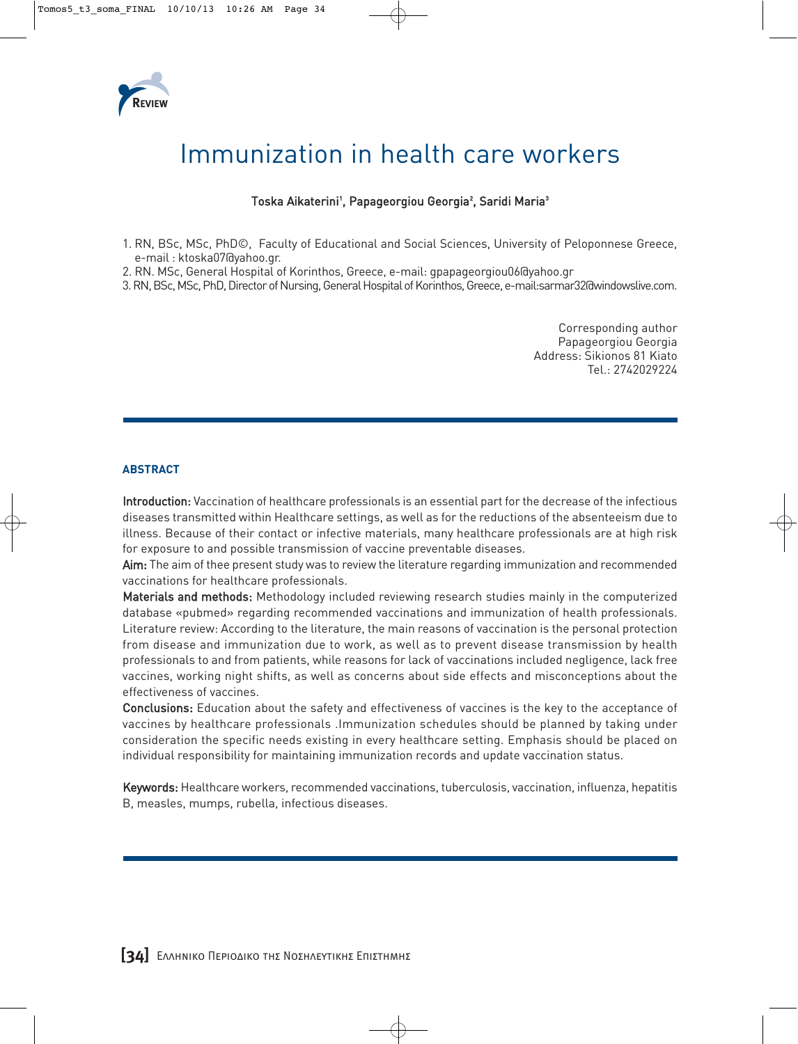REVIEW

# Immunization in health care workers

**Toska Aikaterini[1], Papageorgiou Georgia[2], Saridi Maria[3]**

1. RN, BSc, MSc, PhD©, Faculty of Educational and Social Sciences, University of Peloponnese Greece, e-mail : ktoska07@yahoo.gr.
2. RN. MSc, General Hospital of Korinthos, Greece, e-mail: gpapageorgiou06@yahoo.gr
3. RN, BSc, MSc, PhD, Director of Nursing, General Hospital of Korinthos, Greece, e-mail:sarmar32@windowslive.com.

Corresponding author
Papageorgiou Georgia
Address: Sikionos 81 Kiato
Tel.: 2742029224

## ABSTRACT

**Introduction:** Vaccination of healthcare professionals is an essential part for the decrease of the infectious diseases transmitted within Healthcare settings, as well as for the reductions of the absenteeism due to illness. Because of their contact or infective materials, many healthcare professionals are at high risk for exposure to and possible transmission of vaccine preventable diseases.

**Aim:** The aim of thee present study was to review the literature regarding immunization and recommended vaccinations for healthcare professionals.

**Materials and methods:** Methodology included reviewing research studies mainly in the computerized database «pubmed» regarding recommended vaccinations and immunization of health professionals. Literature review: According to the literature, the main reasons of vaccination is the personal protection from disease and immunization due to work, as well as to prevent disease transmission by health professionals to and from patients, while reasons for lack of vaccinations included negligence, lack free vaccines, working night shifts, as well as concerns about side effects and misconceptions about the effectiveness of vaccines.

**Conclusions:** Education about the safety and effectiveness of vaccines is the key to the acceptance of vaccines by healthcare professionals .Immunization schedules should be planned by taking under consideration the specific needs existing in every healthcare setting. Emphasis should be placed on individual responsibility for maintaining immunization records and update vaccination status.

**Keywords:** Healthcare workers, recommended vaccinations, tuberculosis, vaccination, influenza, hepatitis B, measles, mumps, rubella, infectious diseases.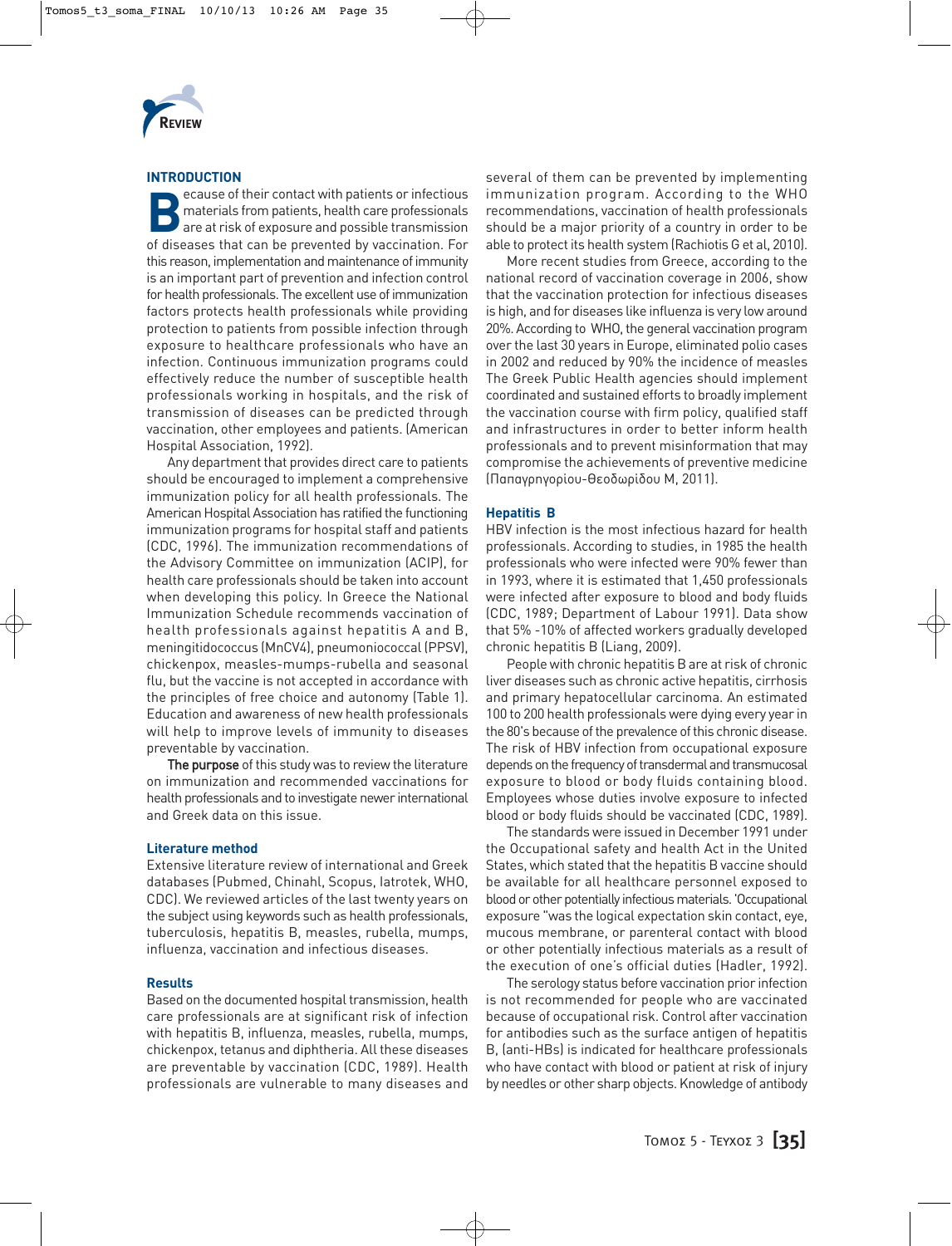## INTRODUCTION

Because of their contact with patients or infectious materials from patients, health care professionals are at risk of exposure and possible transmission of diseases that can be prevented by vaccination. For this reason, implementation and maintenance of immunity is an important part of prevention and infection control for health professionals. The excellent use of immunization factors protects health professionals while providing protection to patients from possible infection through exposure to healthcare professionals who have an infection. Continuous immunization programs could effectively reduce the number of susceptible health professionals working in hospitals, and the risk of transmission of diseases can be predicted through vaccination, other employees and patients. (American Hospital Association, 1992).

Any department that provides direct care to patients should be encouraged to implement a comprehensive immunization policy for all health professionals. The American Hospital Association has ratified the functioning immunization programs for hospital staff and patients (CDC, 1996). The immunization recommendations of the Advisory Committee on immunization (ACIP), for health care professionals should be taken into account when developing this policy. In Greece the National Immunization Schedule recommends vaccination of health professionals against hepatitis A and B, meningitidococcus (MnCV4), pneumoniococcal (PPSV), chickenpox, measles-mumps-rubella and seasonal flu, but the vaccine is not accepted in accordance with the principles of free choice and autonomy (Table 1). Education and awareness of new health professionals will help to improve levels of immunity to diseases preventable by vaccination.

**The purpose** of this study was to review the literature on immunization and recommended vaccinations for health professionals and to investigate newer international and Greek data on this issue.

### Literature method

Extensive literature review of international and Greek databases (Pubmed, Chinahl, Scopus, Iatrotek, WHO, CDC). We reviewed articles of the last twenty years on the subject using keywords such as health professionals, tuberculosis, hepatitis B, measles, rubella, mumps, influenza, vaccination and infectious diseases.

### Results

Based on the documented hospital transmission, health care professionals are at significant risk of infection with hepatitis B, influenza, measles, rubella, mumps, chickenpox, tetanus and diphtheria. All these diseases are preventable by vaccination (CDC, 1989). Health professionals are vulnerable to many diseases and several of them can be prevented by implementing immunization program. According to the WHO recommendations, vaccination of health professionals should be a major priority of a country in order to be able to protect its health system (Rachiotis G et al, 2010).

More recent studies from Greece, according to the national record of vaccination coverage in 2006, show that the vaccination protection for infectious diseases is high, and for diseases like influenza is very low around 20%. According to WHO, the general vaccination program over the last 30 years in Europe, eliminated polio cases in 2002 and reduced by 90% the incidence of measles. The Greek Public Health agencies should implement coordinated and sustained efforts to broadly implement the vaccination course with firm policy, qualified staff and infrastructures in order to better inform health professionals and to prevent misinformation that may compromise the achievements of preventive medicine (Παπαγρηγορίου-Θεοδωρίδου Μ, 2011).

### Hepatitis B

HBV infection is the most infectious hazard for health professionals. According to studies, in 1985 the health professionals who were infected were 90% fewer than in 1993, where it is estimated that 1,450 professionals were infected after exposure to blood and body fluids (CDC, 1989; Department of Labour 1991). Data show that 5% -10% of affected workers gradually developed chronic hepatitis B (Liang, 2009).

People with chronic hepatitis B are at risk of chronic liver diseases such as chronic active hepatitis, cirrhosis and primary hepatocellular carcinoma. An estimated 100 to 200 health professionals were dying every year in the 80's because of the prevalence of this chronic disease. The risk of HBV infection from occupational exposure depends on the frequency of transdermal and transmucosal exposure to blood or body fluids containing blood. Employees whose duties involve exposure to infected blood or body fluids should be vaccinated (CDC, 1989).

The standards were issued in December 1991 under the Occupational safety and health Act in the United States, which stated that the hepatitis B vaccine should be available for all healthcare personnel exposed to blood or other potentially infectious materials. 'Occupational exposure "was the logical expectation skin contact, eye, mucous membrane, or parenteral contact with blood or other potentially infectious materials as a result of the execution of one's official duties (Hadler, 1992).

The serology status before vaccination prior infection is not recommended for people who are vaccinated because of occupational risk. Control after vaccination for antibodies such as the surface antigen of hepatitis B, (anti-HBs) is indicated for healthcare professionals who have contact with blood or patient at risk of injury by needles or other sharp objects. Knowledge of antibody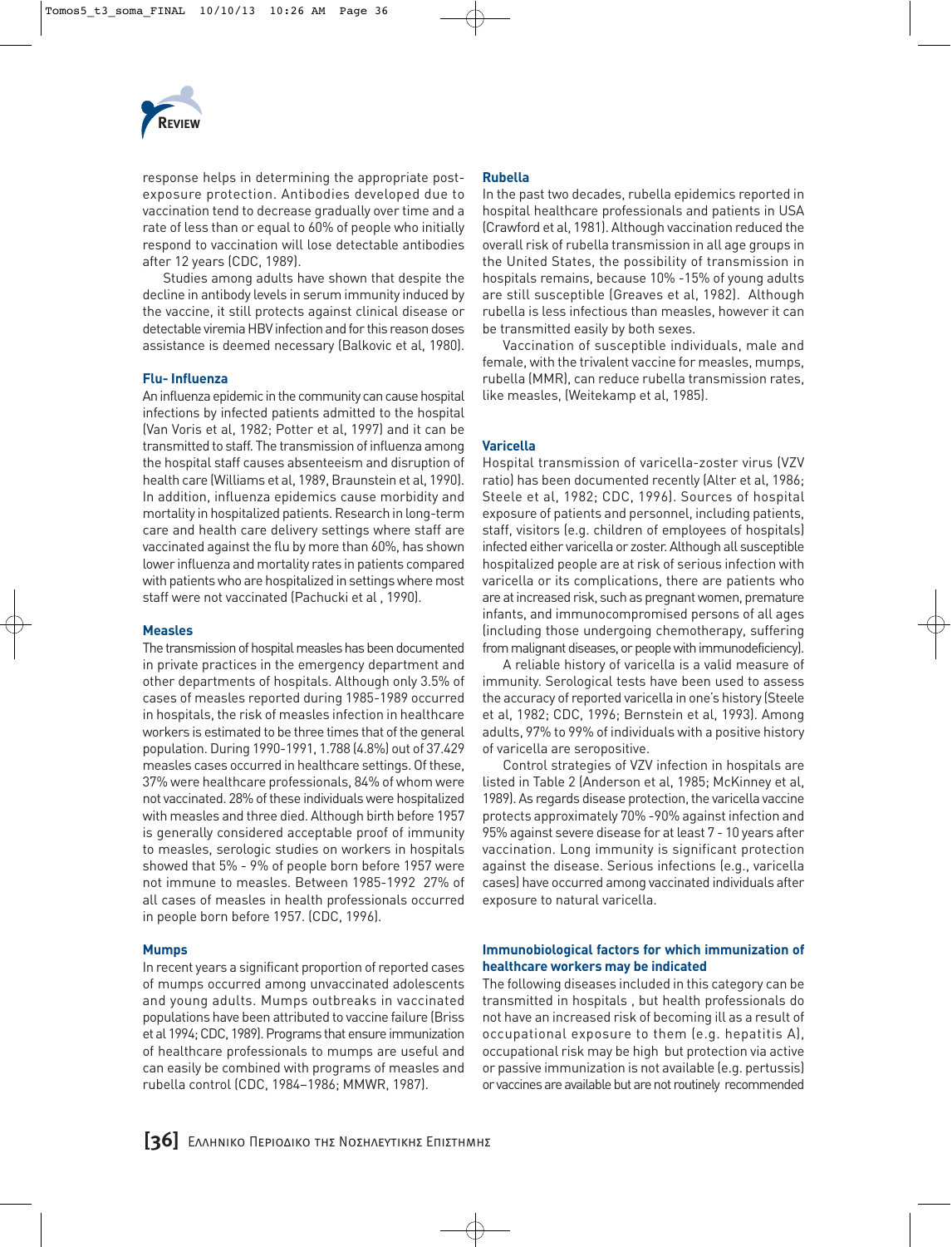response helps in determining the appropriate post-exposure protection. Antibodies developed due to vaccination tend to decrease gradually over time and a rate of less than or equal to 60% of people who initially respond to vaccination will lose detectable antibodies after 12 years (CDC, 1989).

Studies among adults have shown that despite the decline in antibody levels in serum immunity induced by the vaccine, it still protects against clinical disease or detectable viremia HBV infection and for this reason doses assistance is deemed necessary (Balkovic et al, 1980).

### Flu- Influenza

An influenza epidemic in the community can cause hospital infections by infected patients admitted to the hospital (Van Voris et al, 1982; Potter et al, 1997) and it can be transmitted to staff. The transmission of influenza among the hospital staff causes absenteeism and disruption of health care (Williams et al, 1989, Braunstein et al, 1990). In addition, influenza epidemics cause morbidity and mortality in hospitalized patients. Research in long-term care and health care delivery settings where staff are vaccinated against the flu by more than 60%, has shown lower influenza and mortality rates in patients compared with patients who are hospitalized in settings where most staff were not vaccinated (Pachucki et al , 1990).

### Measles

The transmission of hospital measles has been documented in private practices in the emergency department and other departments of hospitals. Although only 3.5% of cases of measles reported during 1985-1989 occurred in hospitals, the risk of measles infection in healthcare workers is estimated to be three times that of the general population. During 1990-1991, 1.788 (4.8%) out of 37.429 measles cases occurred in healthcare settings. Of these, 37% were healthcare professionals, 84% of whom were not vaccinated. 28% of these individuals were hospitalized with measles and three died. Although birth before 1957 is generally considered acceptable proof of immunity to measles, serologic studies on workers in hospitals showed that 5% - 9% of people born before 1957 were not immune to measles. Between 1985-1992 27% of all cases of measles in health professionals occurred in people born before 1957. (CDC, 1996).

### Mumps

In recent years a significant proportion of reported cases of mumps occurred among unvaccinated adolescents and young adults. Mumps outbreaks in vaccinated populations have been attributed to vaccine failure (Briss et al 1994; CDC, 1989). Programs that ensure immunization of healthcare professionals to mumps are useful and can easily be combined with programs of measles and rubella control (CDC, 1984–1986; MMWR, 1987).

### Rubella

In the past two decades, rubella epidemics reported in hospital healthcare professionals and patients in USA (Crawford et al, 1981). Although vaccination reduced the overall risk of rubella transmission in all age groups in the United States, the possibility of transmission in hospitals remains, because 10% -15% of young adults are still susceptible (Greaves et al, 1982). Although rubella is less infectious than measles, however it can be transmitted easily by both sexes.

Vaccination of susceptible individuals, male and female, with the trivalent vaccine for measles, mumps, rubella (MMR), can reduce rubella transmission rates, like measles, (Weitekamp et al, 1985).

### Varicella

Hospital transmission of varicella-zoster virus (VZV ratio) has been documented recently (Alter et al, 1986; Steele et al, 1982; CDC, 1996). Sources of hospital exposure of patients and personnel, including patients, staff, visitors (e.g. children of employees of hospitals) infected either varicella or zoster. Although all susceptible hospitalized people are at risk of serious infection with varicella or its complications, there are patients who are at increased risk, such as pregnant women, premature infants, and immunocompromised persons of all ages (including those undergoing chemotherapy, suffering from malignant diseases, or people with immunodeficiency).

A reliable history of varicella is a valid measure of immunity. Serological tests have been used to assess the accuracy of reported varicella in one's history (Steele et al, 1982; CDC, 1996; Bernstein et al, 1993). Among adults, 97% to 99% of individuals with a positive history of varicella are seropositive.

Control strategies of VZV infection in hospitals are listed in Table 2 (Anderson et al, 1985; McKinney et al, 1989). As regards disease protection, the varicella vaccine protects approximately 70% -90% against infection and 95% against severe disease for at least 7 - 10 years after vaccination. Long immunity is significant protection against the disease. Serious infections (e.g., varicella cases) have occurred among vaccinated individuals after exposure to natural varicella.

### Immunobiological factors for which immunization of healthcare workers may be indicated

The following diseases included in this category can be transmitted in hospitals , but health professionals do not have an increased risk of becoming ill as a result of occupational exposure to them (e.g. hepatitis A), occupational risk may be high but protection via active or passive immunization is not available (e.g. pertussis) or vaccines are available but are not routinely recommended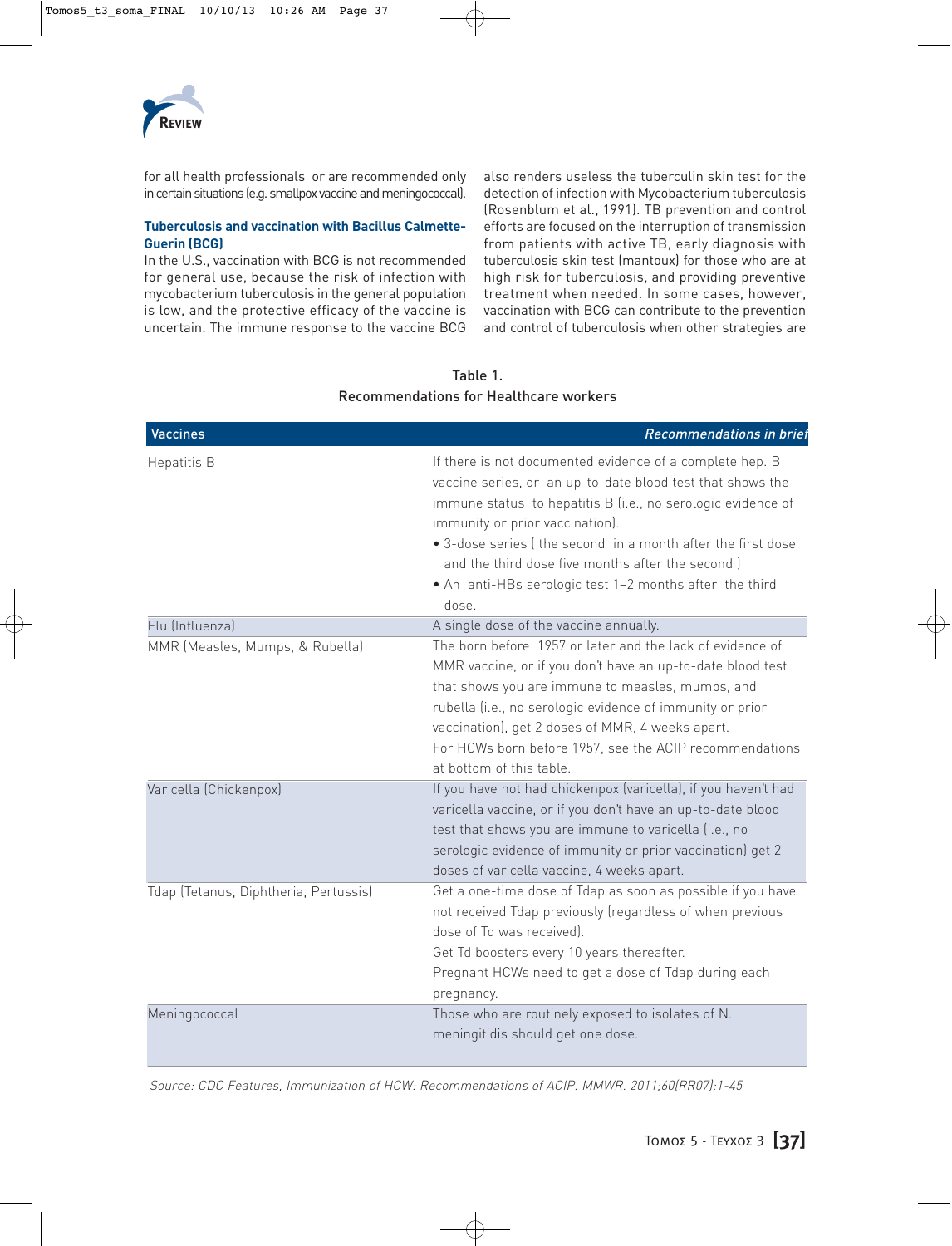for all health professionals or are recommended only in certain situations (e.g. smallpox vaccine and meningococcal).

### Tuberculosis and vaccination with Bacillus Calmette-Guerin (BCG)

In the U.S., vaccination with BCG is not recommended for general use, because the risk of infection with mycobacterium tuberculosis in the general population is low, and the protective efficacy of the vaccine is uncertain. The immune response to the vaccine BCG also renders useless the tuberculin skin test for the detection of infection with Mycobacterium tuberculosis (Rosenblum et al., 1991). TB prevention and control efforts are focused on the interruption of transmission from patients with active TB, early diagnosis with tuberculosis skin test (mantoux) for those who are at high risk for tuberculosis, and providing preventive treatment when needed. In some cases, however, vaccination with BCG can contribute to the prevention and control of tuberculosis when other strategies are

Table 1.
Recommendations for Healthcare workers

| Vaccines | *Recommendations in brief* |
|---|---|
| Hepatitis B | If there is not documented evidence of a complete hep. B vaccine series, or an up-to-date blood test that shows the immune status to hepatitis B (i.e., no serologic evidence of immunity or prior vaccination). <br>• 3-dose series ( the second in a month after the first dose and the third dose five months after the second ) <br>• An anti-HBs serologic test 1–2 months after the third dose. |
| Flu (Influenza) | A single dose of the vaccine annually. |
| MMR (Measles, Mumps, & Rubella) | The born before 1957 or later and the lack of evidence of MMR vaccine, or if you don't have an up-to-date blood test that shows you are immune to measles, mumps, and rubella (i.e., no serologic evidence of immunity or prior vaccination), get 2 doses of MMR, 4 weeks apart. <br>For HCWs born before 1957, see the ACIP recommendations at bottom of this table. |
| Varicella (Chickenpox) | If you have not had chickenpox (varicella), if you haven't had varicella vaccine, or if you don't have an up-to-date blood test that shows you are immune to varicella (i.e., no serologic evidence of immunity or prior vaccination) get 2 doses of varicella vaccine, 4 weeks apart. |
| Tdap (Tetanus, Diphtheria, Pertussis) | Get a one-time dose of Tdap as soon as possible if you have not received Tdap previously (regardless of when previous dose of Td was received). <br>Get Td boosters every 10 years thereafter. <br>Pregnant HCWs need to get a dose of Tdap during each pregnancy. |
| Meningococcal | Those who are routinely exposed to isolates of N. meningitidis should get one dose. |

*Source: CDC Features, Immunization of HCW: Recommendations of ACIP. MMWR. 2011;60(RR07):1-45*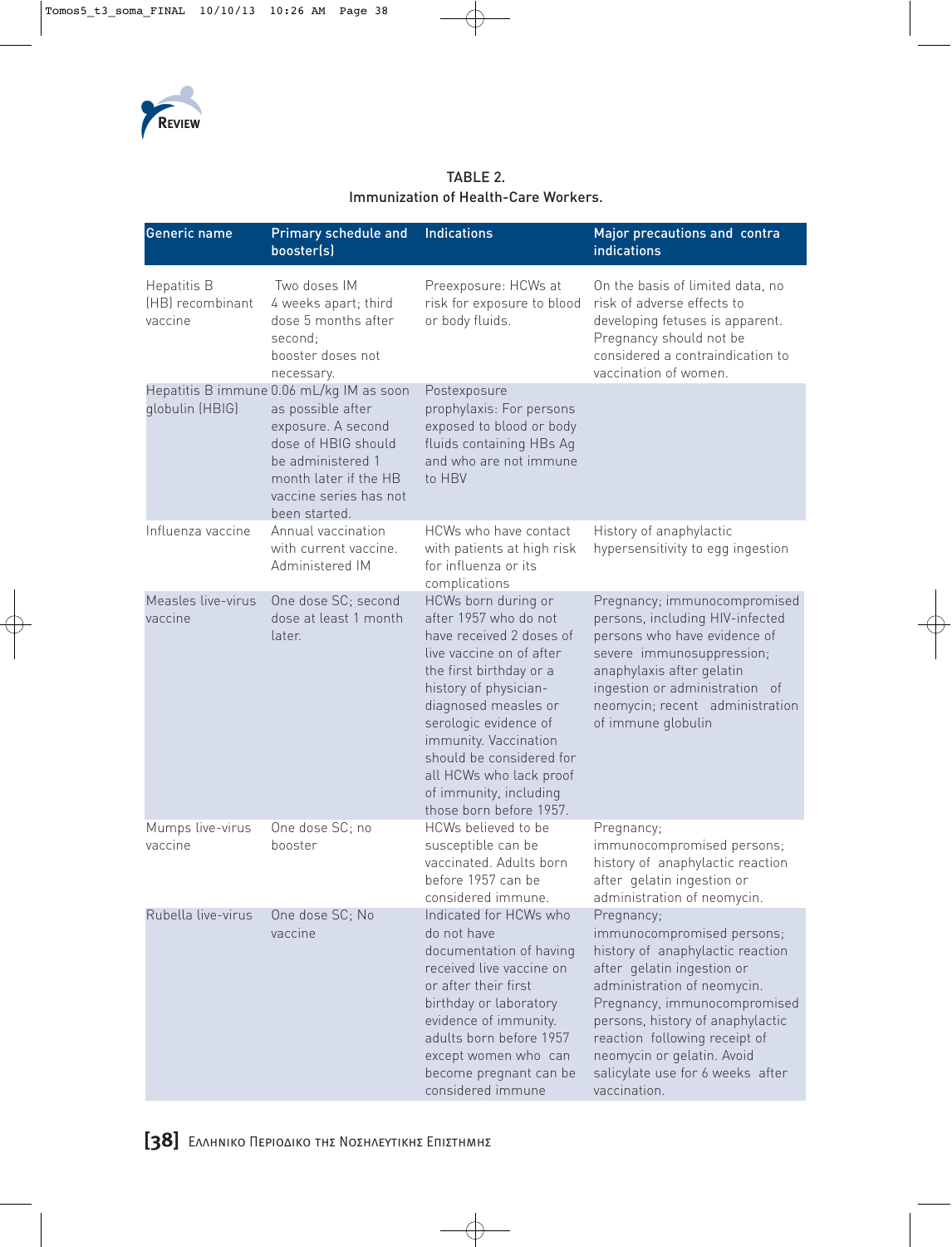REVIEW

TABLE 2.
Immunization of Health-Care Workers.

| Generic name | Primary schedule and booster(s) | Indications | Major precautions and contra indications |
|---|---|---|---|
| Hepatitis B (HB) recombinant vaccine | Two doses IM 4 weeks apart; third dose 5 months after second; booster doses not necessary. | Preexposure: HCWs at risk for exposure to blood or body fluids. | On the basis of limited data, no risk of adverse effects to developing fetuses is apparent. Pregnancy should not be considered a contraindication to vaccination of women. |
| Hepatitis B immune globulin (HBIG) | 0.06 mL/kg IM as soon as possible after exposure. A second dose of HBIG should be administered 1 month later if the HB vaccine series has not been started. | Postexposure prophylaxis: For persons exposed to blood or body fluids containing HBs Ag and who are not immune to HBV | |
| Influenza vaccine | Annual vaccination with current vaccine. Administered IM | HCWs who have contact with patients at high risk for influenza or its complications | History of anaphylactic hypersensitivity to egg ingestion |
| Measles live-virus vaccine | One dose SC; second dose at least 1 month later. | HCWs born during or after 1957 who do not have received 2 doses of live vaccine on of after the first birthday or a history of physician-diagnosed measles or serologic evidence of immunity. Vaccination should be considered for all HCWs who lack proof of immunity, including those born before 1957. | Pregnancy; immunocompromised persons, including HIV-infected persons who have evidence of severe immunosuppression; anaphylaxis after gelatin ingestion or administration of neomycin; recent administration of immune globulin |
| Mumps live-virus vaccine | One dose SC; no booster | HCWs believed to be susceptible can be vaccinated. Adults born before 1957 can be considered immune. | Pregnancy; immunocompromised persons; history of anaphylactic reaction after gelatin ingestion or administration of neomycin. |
| Rubella live-virus vaccine | One dose SC; No | Indicated for HCWs who do not have documentation of having received live vaccine on or after their first birthday or laboratory evidence of immunity. adults born before 1957 except women who can become pregnant can be considered immune | Pregnancy; immunocompromised persons; history of anaphylactic reaction after gelatin ingestion or administration of neomycin. Pregnancy, immunocompromised persons, history of anaphylactic reaction following receipt of neomycin or gelatin. Avoid salicylate use for 6 weeks after vaccination. |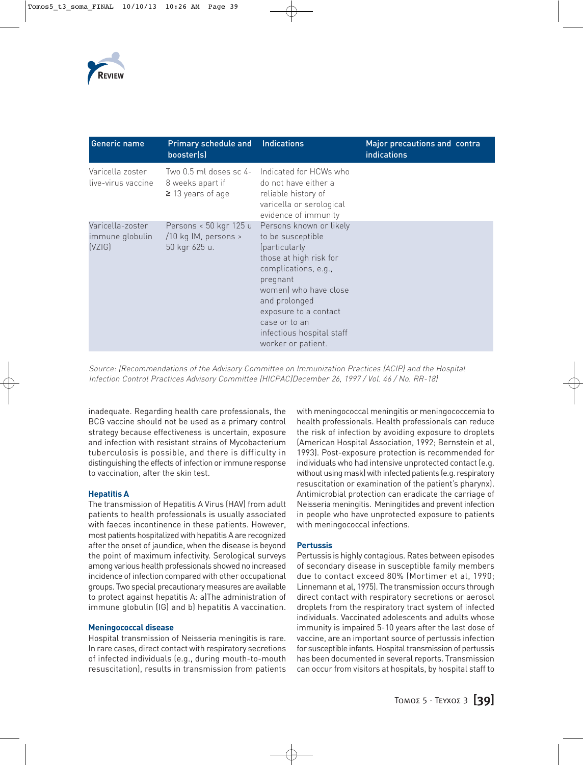| Generic name | Primary schedule and booster(s) | Indications | Major precautions and contra indications |
|---|---|---|---|
| Varicella zoster live-virus vaccine | Two 0.5 ml doses sc 4-8 weeks apart if ≥ 13 years of age | Indicated for HCWs who do not have either a reliable history of varicella or serological evidence of immunity | |
| Varicella-zoster immune globulin (VZIG) | Persons < 50 kgr 125 u /10 kg IM, persons > 50 kgr 625 u. | Persons known or likely to be susceptible (particularly those at high risk for complications, e.g., pregnant women) who have close and prolonged exposure to a contact case or to an infectious hospital staff worker or patient. | |

*Source: (Recommendations of the Advisory Committee on Immunization Practices (ACIP) and the Hospital Infection Control Practices Advisory Committee (HICPAC)December 26, 1997 / Vol. 46 / No. RR-18)*

inadequate. Regarding health care professionals, the BCG vaccine should not be used as a primary control strategy because effectiveness is uncertain, exposure and infection with resistant strains of Mycobacterium tuberculosis is possible, and there is difficulty in distinguishing the effects of infection or immune response to vaccination, after the skin test.

### Hepatitis A

The transmission of Hepatitis A Virus (HAV) from adult patients to health professionals is usually associated with faeces incontinence in these patients. However, most patients hospitalized with hepatitis A are recognized after the onset of jaundice, when the disease is beyond the point of maximum infectivity. Serological surveys among various health professionals showed no increased incidence of infection compared with other occupational groups. Two special precautionary measures are available to protect against hepatitis A: a)The administration of immune globulin (IG) and b) hepatitis A vaccination.

### Meningococcal disease

Hospital transmission of Neisseria meningitis is rare. In rare cases, direct contact with respiratory secretions of infected individuals (e.g., during mouth-to-mouth resuscitation), results in transmission from patients with meningococcal meningitis or meningococcemia to health professionals. Health professionals can reduce the risk of infection by avoiding exposure to droplets (American Hospital Association, 1992; Bernstein et al, 1993). Post-exposure protection is recommended for individuals who had intensive unprotected contact (e.g. without using mask) with infected patients (e.g. respiratory resuscitation or examination of the patient's pharynx). Antimicrobial protection can eradicate the carriage of Neisseria meningitis. Meningitides and prevent infection in people who have unprotected exposure to patients with meningococcal infections.

### Pertussis

Pertussis is highly contagious. Rates between episodes of secondary disease in susceptible family members due to contact exceed 80% (Mortimer et al, 1990; Linnemann et al, 1975). The transmission occurs through direct contact with respiratory secretions or aerosol droplets from the respiratory tract system of infected individuals. Vaccinated adolescents and adults whose immunity is impaired 5-10 years after the last dose of vaccine, are an important source of pertussis infection for susceptible infants. Hospital transmission of pertussis has been documented in several reports. Transmission can occur from visitors at hospitals, by hospital staff to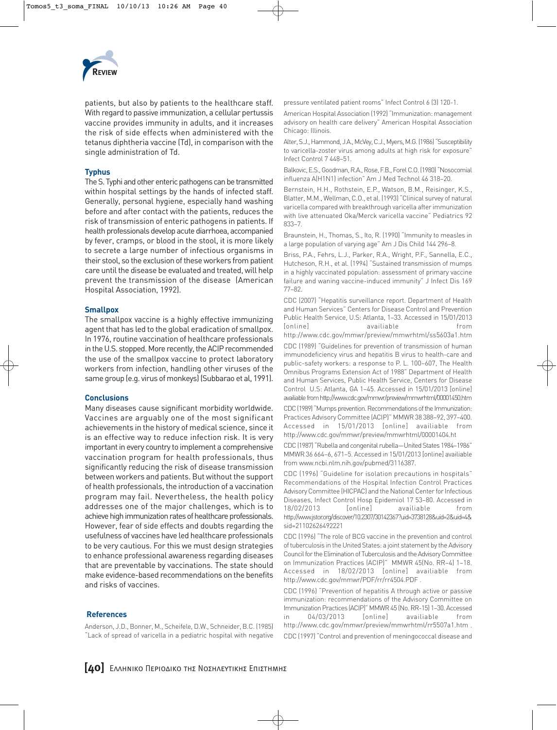patients, but also by patients to the healthcare staff. With regard to passive immunization, a cellular pertussis vaccine provides immunity in adults, and it increases the risk of side effects when administered with the tetanus diphtheria vaccine (Td), in comparison with the single administration of Td.

### Typhus

The S. Typhi and other enteric pathogens can be transmitted within hospital settings by the hands of infected staff. Generally, personal hygiene, especially hand washing before and after contact with the patients, reduces the risk of transmission of enteric pathogens in patients. If health professionals develop acute diarrhoea, accompanied by fever, cramps, or blood in the stool, it is more likely to secrete a large number of infectious organisms in their stool, so the exclusion of these workers from patient care until the disease be evaluated and treated, will help prevent the transmission of the disease (American Hospital Association, 1992).

### Smallpox

The smallpox vaccine is a highly effective immunizing agent that has led to the global eradication of smallpox. In 1976, routine vaccination of healthcare professionals in the U.S. stopped. More recently, the ACIP recommended the use of the smallpox vaccine to protect laboratory workers from infection, handling other viruses of the same group (e.g. virus of monkeys) (Subbarao et al, 1991).

### Conclusions

Many diseases cause significant morbidity worldwide. Vaccines are arguably one of the most significant achievements in the history of medical science, since it is an effective way to reduce infection risk. It is very important in every country to implement a comprehensive vaccination program for health professionals, thus significantly reducing the risk of disease transmission between workers and patients. But without the support of health professionals, the introduction of a vaccination program may fail. Nevertheless, the health policy addresses one of the major challenges, which is to achieve high immunization rates of healthcare professionals. However, fear of side effects and doubts regarding the usefulness of vaccines have led healthcare professionals to be very cautious. For this we must design strategies to enhance professional awareness regarding diseases that are preventable by vaccinations. The state should make evidence-based recommendations on the benefits and risks of vaccines.

### References

Anderson, J.D., Bonner, M., Scheifele, D.W., Schneider, B.C. (1985) "Lack of spread of varicella in a pediatric hospital with negative pressure ventilated patient rooms" Infect Control 6 (3) 120-1.

American Hospital Association (1992) "Immunization: management advisory on health care delivery" American Hospital Association Chicago: Illinois.

Alter, S.J., Hammond, J.A., McVey, C.J., Myers, M.G. (1986) "Susceptibility to varicella-zoster virus among adults at high risk for exposure" Infect Control 7 448–51.

Balkovic, E.S., Goodman, R.A., Rose, F.B., Forel C.O. (1980) "Nosocomial influenza A(H1N1) infection" Am J Med Technol 46 318–20.

Bernstein, H.H., Rothstein, E.P., Watson, B.M., Reisinger, K.S., Blatter, M.M., Wellman, C.O., et al. (1993) "Clinical survey of natural varicella compared with breakthrough varicella after immunization with live attenuated Oka/Merck varicella vaccine" Pediatrics 92 833–7.

Braunstein, H., Thomas, S., Ito, R. (1990) "Immunity to measles in a large population of varying age" Am J Dis Child 144 296–8.

Briss, P.A., Fehrs, L.J., Parker, R.A., Wright, P.F., Sannella, E.C., Hutcheson, R.H., et al. (1994) "Sustained transmission of mumps in a highly vaccinated population: assessment of primary vaccine failure and waning vaccine-induced immunity" J Infect Dis 169 77–82.

CDC (2007) "Hepatitis surveillance report. Department of Health and Human Services" Centers for Disease Control and Prevention Public Health Service, U.S: Atlanta, 1–33. Accessed in 15/01/2013 [online] available from http://www.cdc.gov/mmwr/preview/mmwrhtml/ss5603a1.htm

CDC (1989) "Guidelines for prevention of transmission of human immunodeficiency virus and hepatitis B virus to health-care and public-safety workers: a response to P. L. 100–607, The Health Omnibus Programs Extension Act of 1988" Department of Health and Human Services, Public Health Service, Centers for Disease Control U.S: Atlanta, GA 1–45. Accessed in 15/01/2013 [online] availiable from http://www.cdc.gov/mmwr/preview/mmwrhtml/00001450.htm

CDC (1989) "Mumps prevention. Recommendations of the Immunization: Practices Advisory Committee (ACIP)" MMWR 38 388–92, 397–400. Accessed in 15/01/2013 [online] available from http://www.cdc.gov/mmwr/preview/mmwrhtml/00001404.ht

CDC (1987) "Rubella and congenital rubella—United States 1984–1986" MMWR 36 664–6, 671–5. Accessed in 15/01/2013 [online] availiable from www.ncbi.nlm.nih.gov/pubmed/3116387.

CDC (1996) "Guideline for isolation precautions in hospitals" Recommendations of the Hospital Infection Control Practices Advisory Committee (HICPAC) and the National Center for Infectious Diseases, Infect Control Hosp Epidemiol 17 53–80. Accessed in 18/02/2013 [online] availiable from http://www.jstor.org/discover/10.2307/30142367?uid=3738128&uid=2&uid=4&sid=21102626492221

CDC (1996) "The role of BCG vaccine in the prevention and control of tuberculosis in the United States: a joint statement by the Advisory Council for the Elimination of Tuberculosis and the Advisory Committee on Immunization Practices (ACIP)" MMWR 45(No. RR–4) 1–18. Accessed in 18/02/2013 [online] available from http://www.cdc.gov/mmwr/PDF/rr/rr4504.PDF .

CDC (1996) "Prevention of hepatitis A through active or passive immunization: recommendations of the Advisory Committee on Immunization Practices (ACIP)" MMWR 45 (No. RR-15) 1–30. Accessed in 04/03/2013 [online] available from http://www.cdc.gov/mmwr/preview/mmwrhtml/rr5507a1.htm .

CDC (1997) "Control and prevention of meningococcal disease and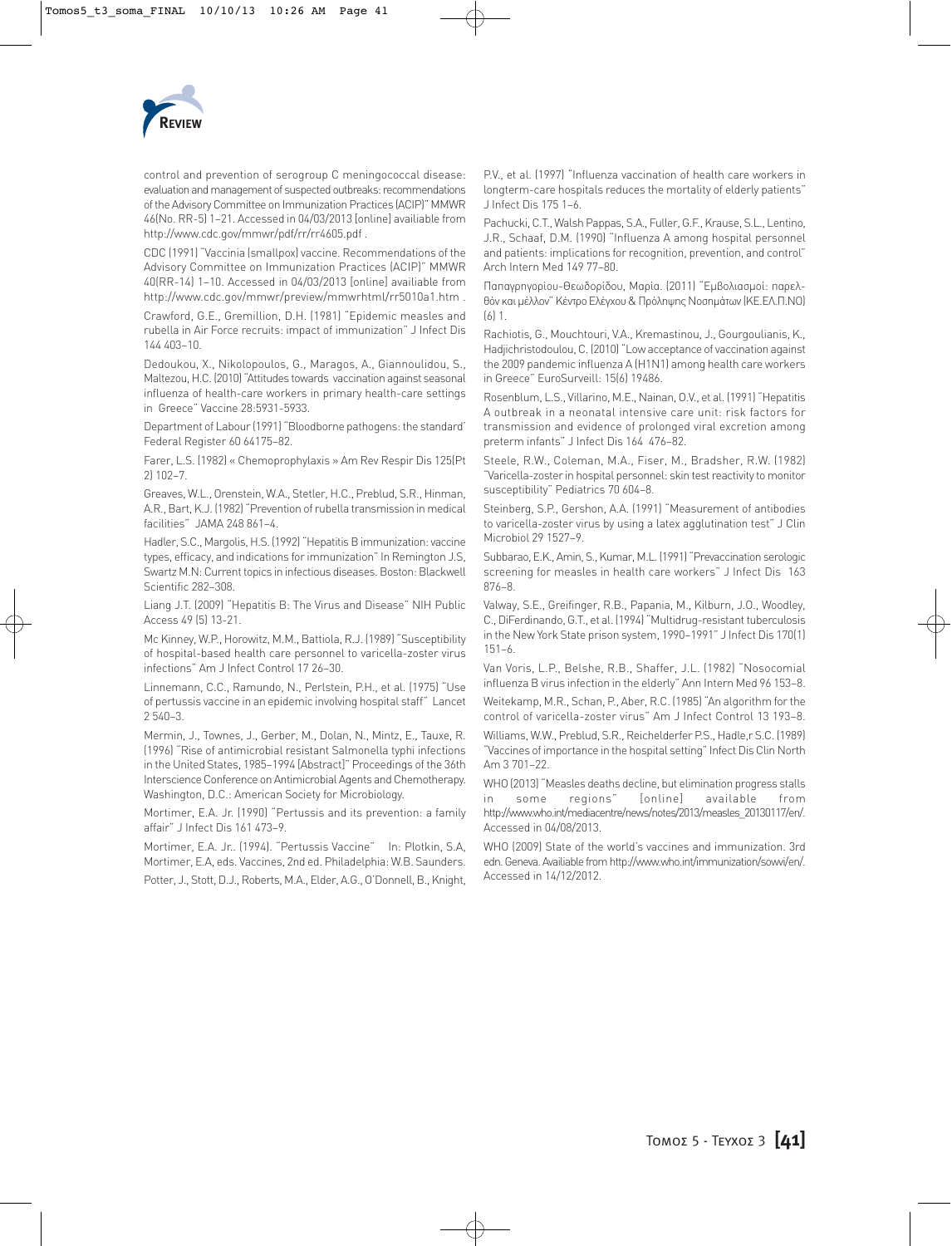control and prevention of serogroup C meningococcal disease: evaluation and management of suspected outbreaks: recommendations of the Advisory Committee on Immunization Practices (ACIP)" MMWR 46(No. RR-5) 1–21. Accessed in 04/03/2013 [online] availiable from http://www.cdc.gov/mmwr/pdf/rr/rr4605.pdf .

CDC (1991) "Vaccinia (smallpox) vaccine. Recommendations of the Advisory Committee on Immunization Practices (ACIP)" MMWR 40(RR-14) 1–10. Accessed in 04/03/2013 [online] availiable from http://www.cdc.gov/mmwr/preview/mmwrhtml/rr5010a1.htm .

Crawford, G.E., Gremillion, D.H. (1981) "Epidemic measles and rubella in Air Force recruits: impact of immunization" J Infect Dis 144 403–10.

Dedoukou, X., Nikolopoulos, G., Maragos, A., Giannoulidou, S., Maltezou, H.C. (2010) "Attitudes towards vaccination against seasonal influenza of health-care workers in primary health-care settings in Greece" Vaccine 28:5931-5933.

Department of Labour (1991) "Bloodborne pathogens: the standard' Federal Register 60 64175–82.

Farer, L.S. (1982) « Chemoprophylaxis » Am Rev Respir Dis 125(Pt 2) 102–7.

Greaves, W.L., Orenstein, W.A., Stetler, H.C., Preblud, S.R., Hinman, A.R., Bart, K.J. (1982) "Prevention of rubella transmission in medical facilities" JAMA 248 861–4.

Hadler, S.C., Margolis, H.S. (1992) "Hepatitis B immunization: vaccine types, efficacy, and indications for immunization" In Remington J.S, Swartz M.N: Current topics in infectious diseases. Boston: Blackwell Scientific 282–308.

Liang J.T. (2009) "Hepatitis B: The Virus and Disease" NIH Public Access 49 (5) 13-21.

Mc Kinney, W.P., Horowitz, M.M., Battiola, R.J. (1989) "Susceptibility of hospital-based health care personnel to varicella-zoster virus infections" Am J Infect Control 17 26–30.

Linnemann, C.C., Ramundo, N., Perlstein, P.H., et al. (1975) "Use of pertussis vaccine in an epidemic involving hospital staff" Lancet 2 540–3.

Mermin, J., Townes, J., Gerber, M., Dolan, N., Mintz, E., Tauxe, R. (1996) "Rise of antimicrobial resistant Salmonella typhi infections in the United States, 1985–1994 [Abstract]" Proceedings of the 36th Interscience Conference on Antimicrobial Agents and Chemotherapy. Washington, D.C.: American Society for Microbiology.

Mortimer, E.A. Jr. (1990) "Pertussis and its prevention: a family affair" J Infect Dis 161 473–9.

Mortimer, E.A. Jr.. (1994). "Pertussis Vaccine" In: Plotkin, S.A, Mortimer, E.A, eds. Vaccines, 2nd ed. Philadelphia: W.B. Saunders.

Potter, J., Stott, D.J., Roberts, M.A., Elder, A.G., O'Donnell, B., Knight, P.V., et al. (1997) "Influenza vaccination of health care workers in longterm-care hospitals reduces the mortality of elderly patients" J Infect Dis 175 1–6.

Pachucki, C.T., Walsh Pappas, S.A., Fuller, G.F., Krause, S.L., Lentino, J.R., Schaaf, D.M. (1990) "Influenza A among hospital personnel and patients: implications for recognition, prevention, and control" Arch Intern Med 149 77–80.

Παπαγρηγορίου-Θεωδορίδου, Μαρία. (2011) "Εμβολιασμοί: παρελθόν και μέλλον" Κέντρο Ελέγχου & Πρόληψης Νοσημάτων (ΚΕ.ΕΛ.Π.ΝΟ) (6) 1.

Rachiotis, G., Mouchtouri, V.A., Kremastinou, J., Gourgoulianis, K., Hadjichristodoulou, C. (2010) "Low acceptance of vaccination against the 2009 pandemic influenza A (H1N1) among health care workers in Greece" EuroSurveill: 15(6) 19486.

Rosenblum, L.S., Villarino, M.E., Nainan, O.V., et al. (1991) "Hepatitis A outbreak in a neonatal intensive care unit: risk factors for transmission and evidence of prolonged viral excretion among preterm infants" J Infect Dis 164 476–82.

Steele, R.W., Coleman, M.A., Fiser, M., Bradsher, R.W. (1982) "Varicella-zoster in hospital personnel: skin test reactivity to monitor susceptibility" Pediatrics 70 604–8.

Steinberg, S.P., Gershon, A.A. (1991) "Measurement of antibodies to varicella-zoster virus by using a latex agglutination test" J Clin Microbiol 29 1527–9.

Subbarao, E.K., Amin, S., Kumar, M.L. (1991) "Prevaccination serologic screening for measles in health care workers" J Infect Dis 163 876–8.

Valway, S.E., Greifinger, R.B., Papania, M., Kilburn, J.O., Woodley, C., DiFerdinando, G.T., et al. (1994) "Multidrug-resistant tuberculosis in the New York State prison system, 1990–1991" J Infect Dis 170(1) 151–6.

Van Voris, L.P., Belshe, R.B., Shaffer, J.L. (1982) "Nosocomial influenza B virus infection in the elderly" Ann Intern Med 96 153–8.

Weitekamp, M.R., Schan, P., Aber, R.C. (1985) "An algorithm for the control of varicella-zoster virus" Am J Infect Control 13 193–8.

Williams, W.W., Preblud, S.R., Reichelderfer P.S., Hadle,r S.C. (1989) "Vaccines of importance in the hospital setting" Infect Dis Clin North Am 3 701–22.

WHO (2013) "Measles deaths decline, but elimination progress stalls in some regions" [online] available from http://www.who.int/mediacentre/news/notes/2013/measles_20130117/en/. Accessed in 04/08/2013.

WHO (2009) State of the world's vaccines and immunization. 3rd edn. Geneva. Availiable from http://www.who.int/immunization/sowvi/en/. Accessed in 14/12/2012.